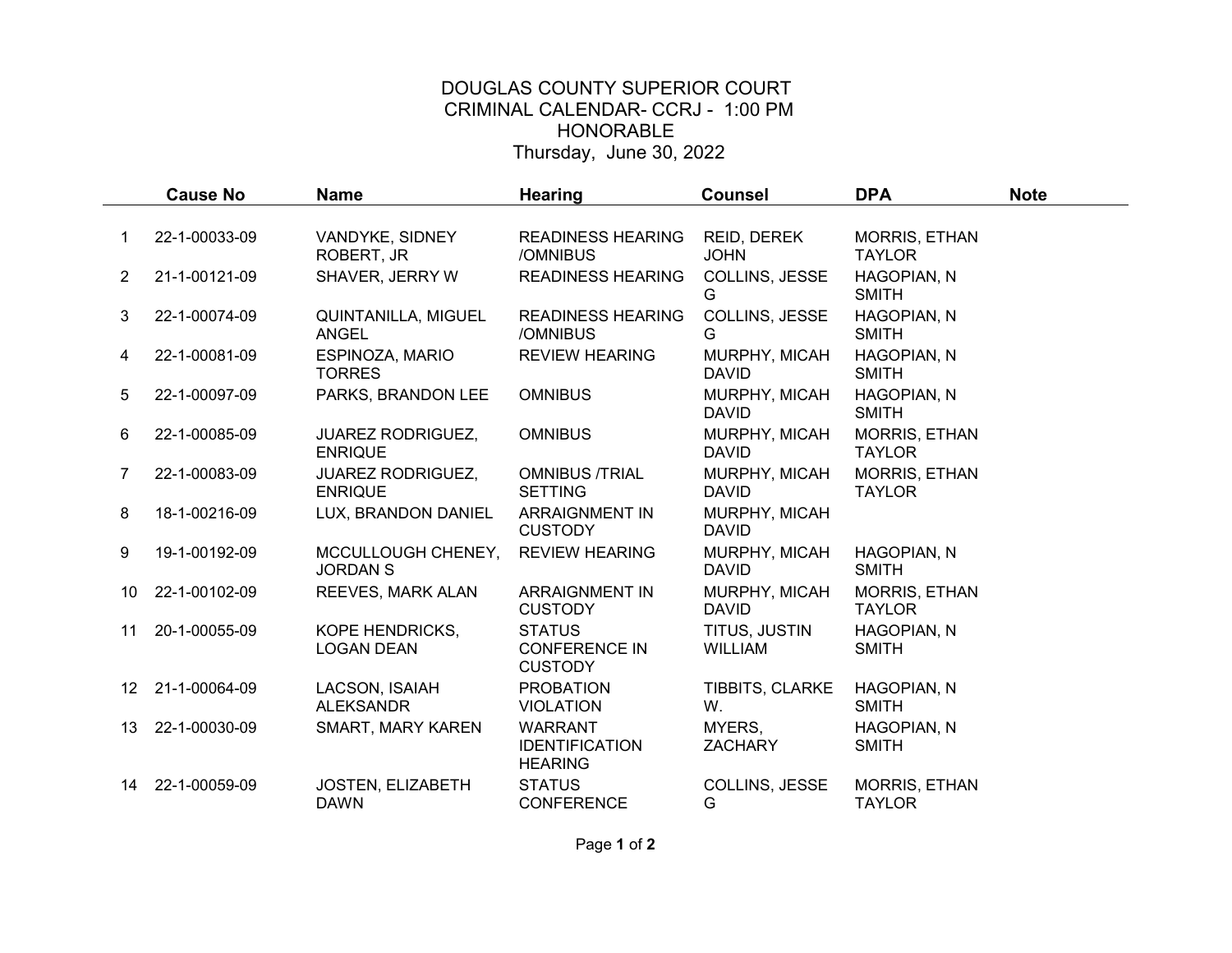# DOUGLAS COUNTY SUPERIOR COURT
## CRIMINAL CALENDAR- CCRJ - 1:00 PM
## HONORABLE
## Thursday, June 30, 2022

| | Cause No | Name | Hearing | Counsel | DPA | Note |
|---|---|---|---|---|---|---|
| 1 | 22-1-00033-09 | VANDYKE, SIDNEY ROBERT, JR | READINESS HEARING /OMNIBUS | REID, DEREK JOHN | MORRIS, ETHAN TAYLOR | |
| 2 | 21-1-00121-09 | SHAVER, JERRY W | READINESS HEARING | COLLINS, JESSE G | HAGOPIAN, N SMITH | |
| 3 | 22-1-00074-09 | QUINTANILLA, MIGUEL ANGEL | READINESS HEARING /OMNIBUS | COLLINS, JESSE G | HAGOPIAN, N SMITH | |
| 4 | 22-1-00081-09 | ESPINOZA, MARIO TORRES | REVIEW HEARING | MURPHY, MICAH DAVID | HAGOPIAN, N SMITH | |
| 5 | 22-1-00097-09 | PARKS, BRANDON LEE | OMNIBUS | MURPHY, MICAH DAVID | HAGOPIAN, N SMITH | |
| 6 | 22-1-00085-09 | JUAREZ RODRIGUEZ, ENRIQUE | OMNIBUS | MURPHY, MICAH DAVID | MORRIS, ETHAN TAYLOR | |
| 7 | 22-1-00083-09 | JUAREZ RODRIGUEZ, ENRIQUE | OMNIBUS /TRIAL SETTING | MURPHY, MICAH DAVID | MORRIS, ETHAN TAYLOR | |
| 8 | 18-1-00216-09 | LUX, BRANDON DANIEL | ARRAIGNMENT IN CUSTODY | MURPHY, MICAH DAVID | | |
| 9 | 19-1-00192-09 | MCCULLOUGH CHENEY, JORDAN S | REVIEW HEARING | MURPHY, MICAH DAVID | HAGOPIAN, N SMITH | |
| 10 | 22-1-00102-09 | REEVES, MARK ALAN | ARRAIGNMENT IN CUSTODY | MURPHY, MICAH DAVID | MORRIS, ETHAN TAYLOR | |
| 11 | 20-1-00055-09 | KOPE HENDRICKS, LOGAN DEAN | STATUS CONFERENCE IN CUSTODY | TITUS, JUSTIN WILLIAM | HAGOPIAN, N SMITH | |
| 12 | 21-1-00064-09 | LACSON, ISAIAH ALEKSANDR | PROBATION VIOLATION | TIBBITS, CLARKE W. | HAGOPIAN, N SMITH | |
| 13 | 22-1-00030-09 | SMART, MARY KAREN | WARRANT IDENTIFICATION HEARING | MYERS, ZACHARY | HAGOPIAN, N SMITH | |
| 14 | 22-1-00059-09 | JOSTEN, ELIZABETH DAWN | STATUS CONFERENCE | COLLINS, JESSE G | MORRIS, ETHAN TAYLOR | |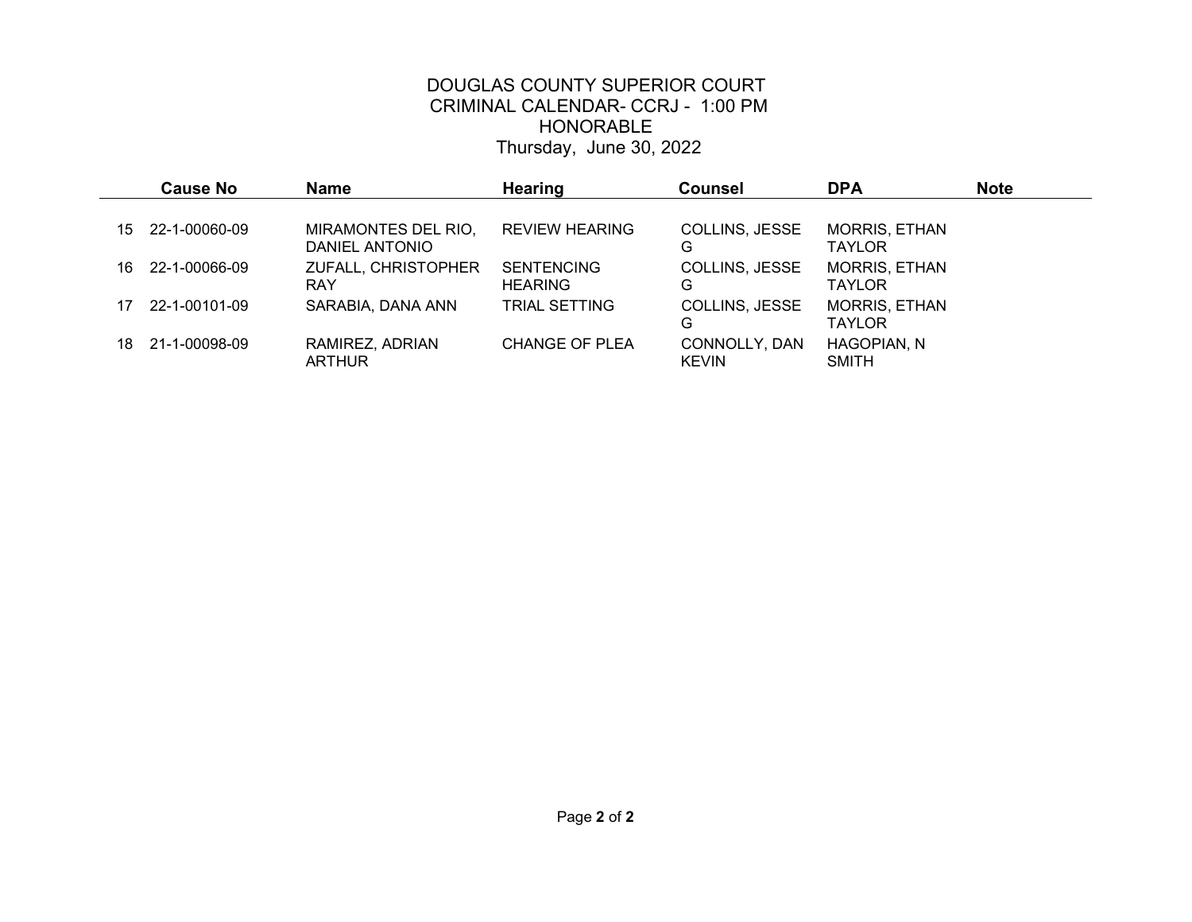# DOUGLAS COUNTY SUPERIOR COURT
## CRIMINAL CALENDAR- CCRJ - 1:00 PM
## HONORABLE
## Thursday, June 30, 2022

| | Cause No | Name | Hearing | Counsel | DPA | Note |
|---|---|---|---|---|---|---|
| 15 | 22-1-00060-09 | MIRAMONTES DEL RIO, DANIEL ANTONIO | REVIEW HEARING | COLLINS, JESSE G | MORRIS, ETHAN TAYLOR | |
| 16 | 22-1-00066-09 | ZUFALL, CHRISTOPHER RAY | SENTENCING HEARING | COLLINS, JESSE G | MORRIS, ETHAN TAYLOR | |
| 17 | 22-1-00101-09 | SARABIA, DANA ANN | TRIAL SETTING | COLLINS, JESSE G | MORRIS, ETHAN TAYLOR | |
| 18 | 21-1-00098-09 | RAMIREZ, ADRIAN ARTHUR | CHANGE OF PLEA | CONNOLLY, DAN KEVIN | HAGOPIAN, N SMITH | |